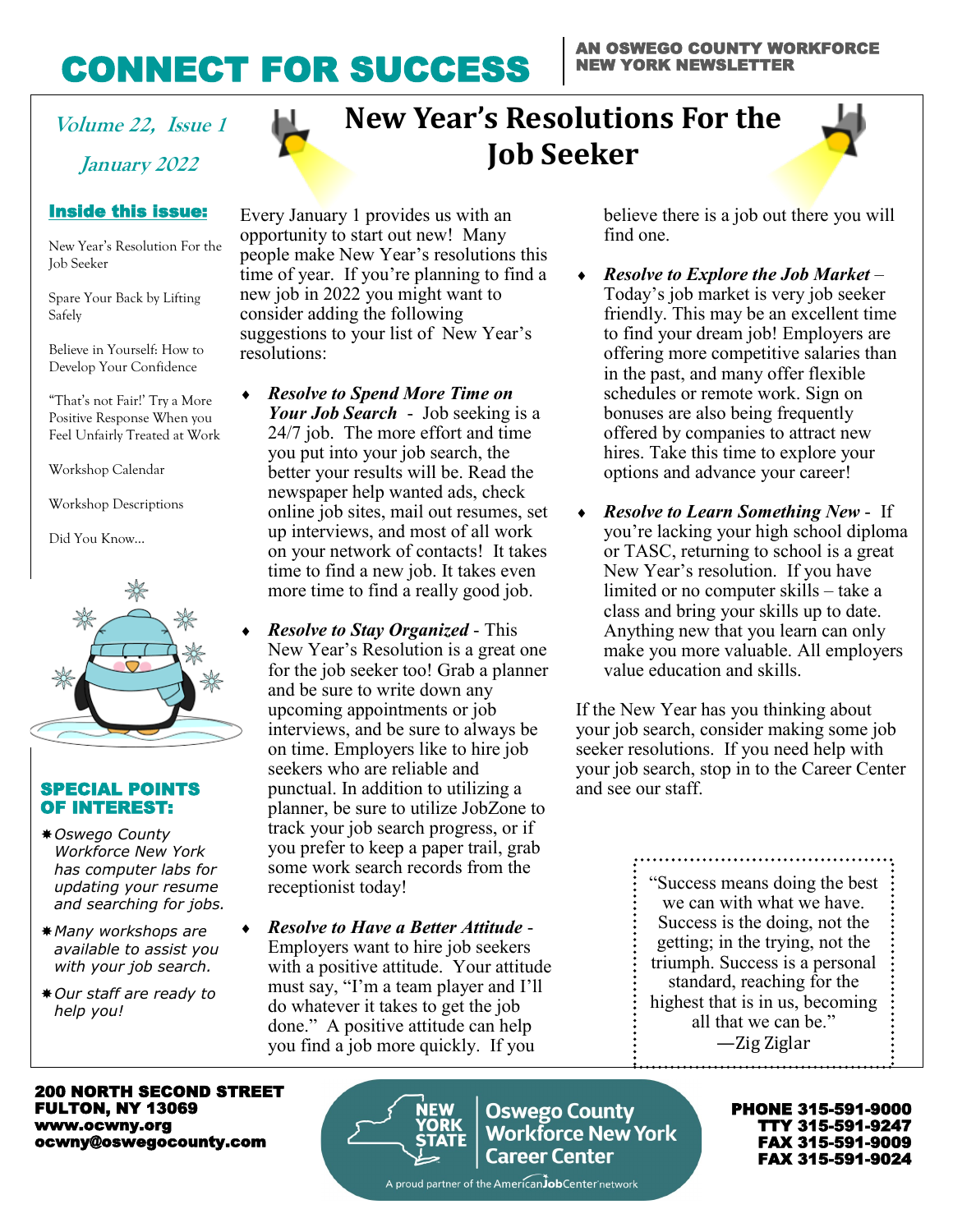# CONNECT FOR SUCCESS

AN OSWEGO COUNTY WORKFORCE NEW YORK NEWSLETTER

*Volume 22, Issue 1*

*January 2022*

### Inside this issue:

New Year's Resolution For the Job Seeker

Spare Your Back by Lifting Safely

Believe in Yourself: How to Develop Your Confidence

"That's not Fair!' Try a More Positive Response When you Feel Unfairly Treated at Work

Workshop Calendar

Workshop Descriptions

Did You Know...

### SPECIAL POINTS OF INTEREST:

- *Oswego County Workforce New York has computer labs for updating your resume and searching for jobs.*
- *Many workshops are available to assist you with your job search.*
- *Our staff are ready to help you!*

# New Year's Resolutions For the Job Seeker

Every January 1 provides us with an opportunity to start out new! Many people make New Year's resolutions this time of year. If you're planning to find a new job in 2022 you might want to consider adding the following suggestions to your list of New Year's resolutions:

- ***Resolve to Spend More Time on Your Job Search*** - Job seeking is a 24/7 job. The more effort and time you put into your job search, the better your results will be. Read the newspaper help wanted ads, check online job sites, mail out resumes, set up interviews, and most of all work on your network of contacts! It takes time to find a new job. It takes even more time to find a really good job.
- ***Resolve to Stay Organized*** - This New Year's Resolution is a great one for the job seeker too! Grab a planner and be sure to write down any upcoming appointments or job interviews, and be sure to always be on time. Employers like to hire job seekers who are reliable and punctual. In addition to utilizing a planner, be sure to utilize JobZone to track your job search progress, or if you prefer to keep a paper trail, grab some work search records from the receptionist today!
- ***Resolve to Have a Better Attitude*** - Employers want to hire job seekers with a positive attitude. Your attitude must say, "I'm a team player and I'll do whatever it takes to get the job done." A positive attitude can help you find a job more quickly. If you believe there is a job out there you will find one.
- ***Resolve to Explore the Job Market*** – Today's job market is very job seeker friendly. This may be an excellent time to find your dream job! Employers are offering more competitive salaries than in the past, and many offer flexible schedules or remote work. Sign on bonuses are also being frequently offered by companies to attract new hires. Take this time to explore your options and advance your career!
- ***Resolve to Learn Something New*** - If you're lacking your high school diploma or TASC, returning to school is a great New Year's resolution. If you have limited or no computer skills – take a class and bring your skills up to date. Anything new that you learn can only make you more valuable. All employers value education and skills.

If the New Year has you thinking about your job search, consider making some job seeker resolutions. If you need help with your job search, stop in to the Career Center and see our staff.

> "Success means doing the best we can with what we have. Success is the doing, not the getting; in the trying, not the triumph. Success is a personal standard, reaching for the highest that is in us, becoming all that we can be."
> —Zig Ziglar

**200 NORTH SECOND STREET**
**FULTON, NY 13069**
**www.ocwny.org**
**ocwny@oswegocounty.com**

NEW YORK STATE | Oswego County Workforce New York Career Center

A proud partner of the AmericanJobCenter network

**PHONE 315-591-9000**
**TTY 315-591-9247**
**FAX 315-591-9009**
**FAX 315-591-9024**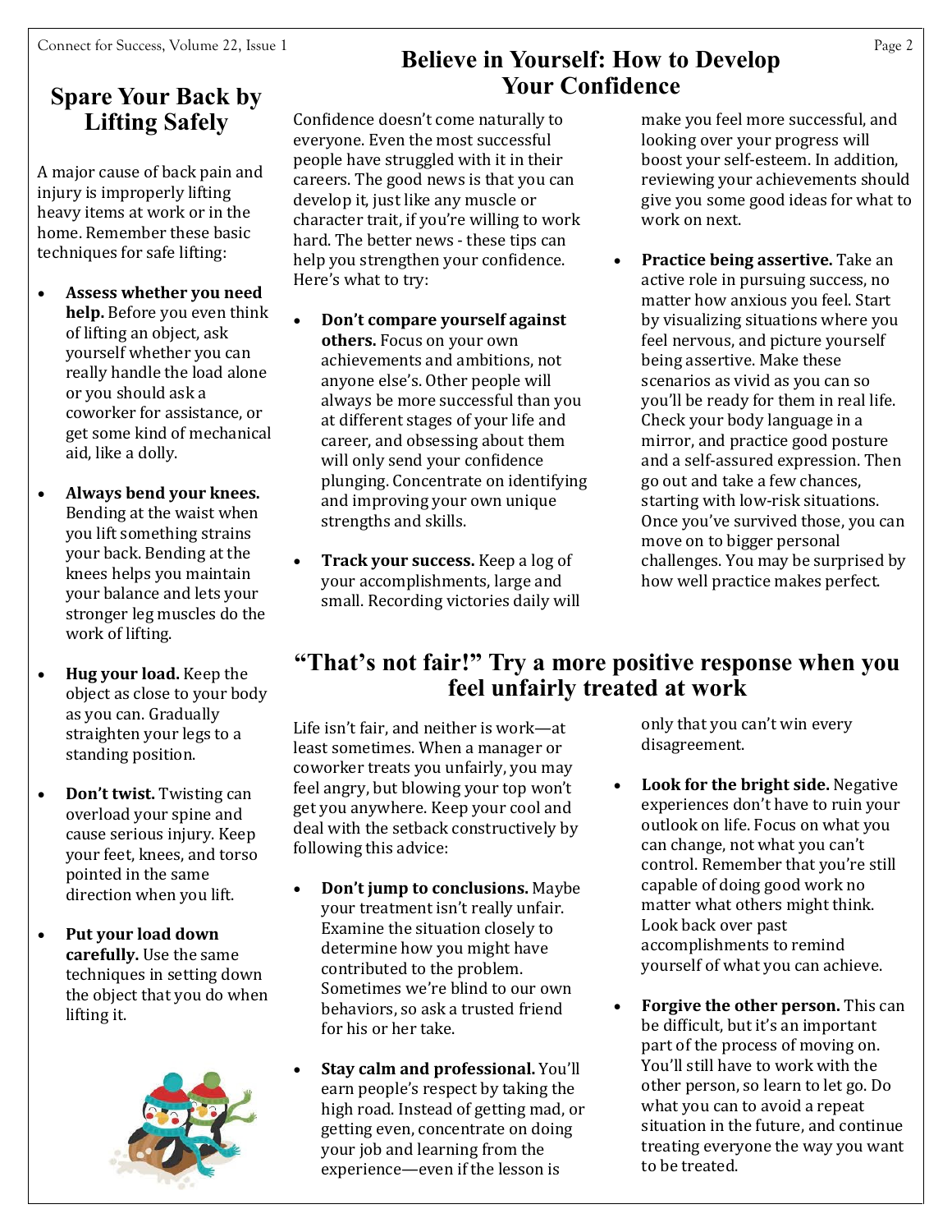## Spare Your Back by Lifting Safely

A major cause of back pain and injury is improperly lifting heavy items at work or in the home. Remember these basic techniques for safe lifting:

- **Assess whether you need help.** Before you even think of lifting an object, ask yourself whether you can really handle the load alone or you should ask a coworker for assistance, or get some kind of mechanical aid, like a dolly.
- **Always bend your knees.** Bending at the waist when you lift something strains your back. Bending at the knees helps you maintain your balance and lets your stronger leg muscles do the work of lifting.
- **Hug your load.** Keep the object as close to your body as you can. Gradually straighten your legs to a standing position.
- **Don't twist.** Twisting can overload your spine and cause serious injury. Keep your feet, knees, and torso pointed in the same direction when you lift.
- **Put your load down carefully.** Use the same techniques in setting down the object that you do when lifting it.

## Believe in Yourself: How to Develop Your Confidence

Confidence doesn't come naturally to everyone. Even the most successful people have struggled with it in their careers. The good news is that you can develop it, just like any muscle or character trait, if you're willing to work hard. The better news - these tips can help you strengthen your confidence. Here's what to try:

- **Don't compare yourself against others.** Focus on your own achievements and ambitions, not anyone else's. Other people will always be more successful than you at different stages of your life and career, and obsessing about them will only send your confidence plunging. Concentrate on identifying and improving your own unique strengths and skills.
- **Track your success.** Keep a log of your accomplishments, large and small. Recording victories daily will make you feel more successful, and looking over your progress will boost your self-esteem. In addition, reviewing your achievements should give you some good ideas for what to work on next.
- **Practice being assertive.** Take an active role in pursuing success, no matter how anxious you feel. Start by visualizing situations where you feel nervous, and picture yourself being assertive. Make these scenarios as vivid as you can so you'll be ready for them in real life. Check your body language in a mirror, and practice good posture and a self-assured expression. Then go out and take a few chances, starting with low-risk situations. Once you've survived those, you can move on to bigger personal challenges. You may be surprised by how well practice makes perfect.

## "That's not fair!" Try a more positive response when you feel unfairly treated at work

Life isn't fair, and neither is work—at least sometimes. When a manager or coworker treats you unfairly, you may feel angry, but blowing your top won't get you anywhere. Keep your cool and deal with the setback constructively by following this advice:

- **Don't jump to conclusions.** Maybe your treatment isn't really unfair. Examine the situation closely to determine how you might have contributed to the problem. Sometimes we're blind to our own behaviors, so ask a trusted friend for his or her take.
- **Stay calm and professional.** You'll earn people's respect by taking the high road. Instead of getting mad, or getting even, concentrate on doing your job and learning from the experience—even if the lesson is only that you can't win every disagreement.
- **Look for the bright side.** Negative experiences don't have to ruin your outlook on life. Focus on what you can change, not what you can't control. Remember that you're still capable of doing good work no matter what others might think. Look back over past accomplishments to remind yourself of what you can achieve.
- **Forgive the other person.** This can be difficult, but it's an important part of the process of moving on. You'll still have to work with the other person, so learn to let go. Do what you can to avoid a repeat situation in the future, and continue treating everyone the way you want to be treated.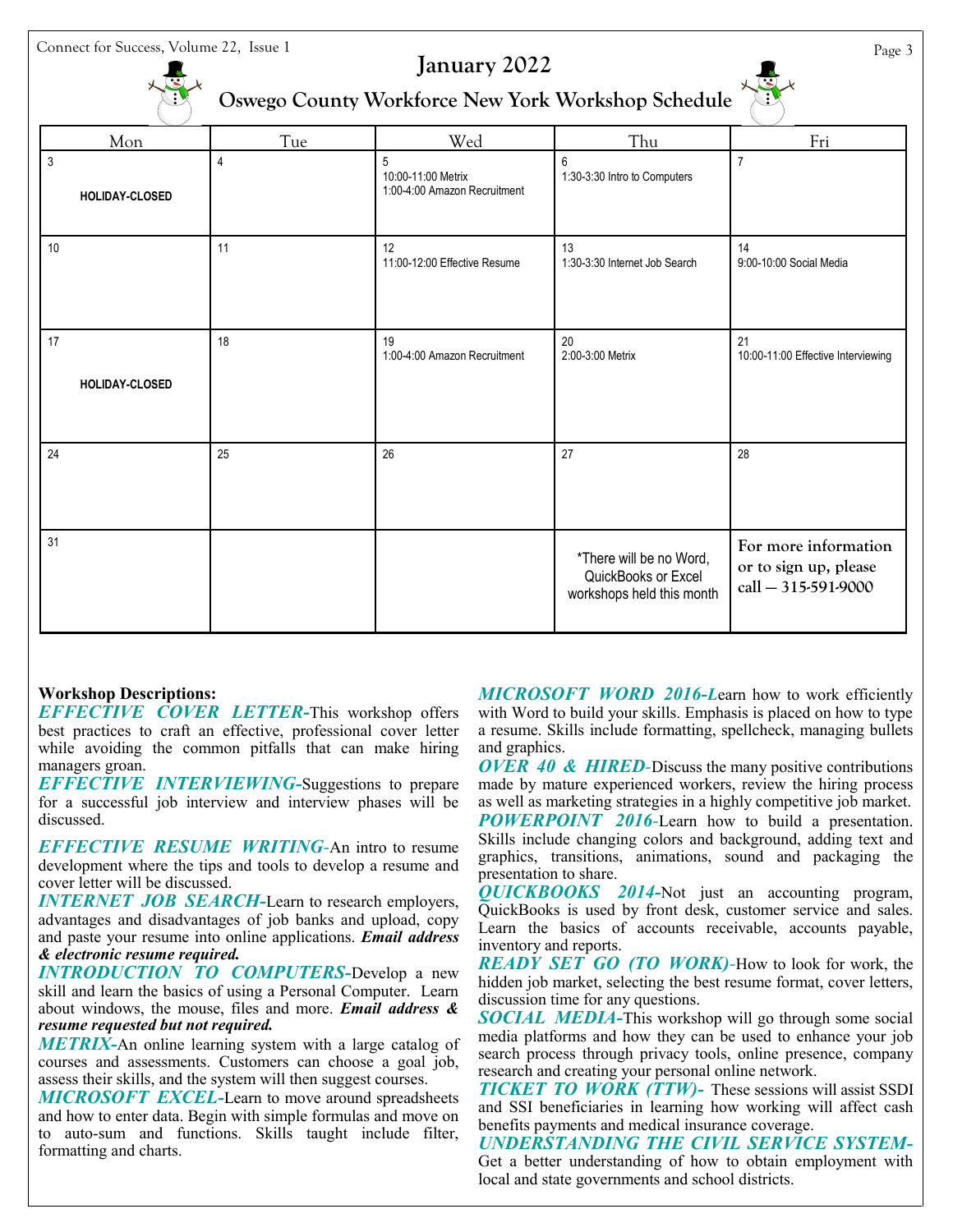# January 2022

## Oswego County Workforce New York Workshop Schedule

| Mon | Tue | Wed | Thu | Fri |
|---|---|---|---|---|
| 3<br>HOLIDAY-CLOSED | 4 | 5<br>10:00-11:00 Metrix<br>1:00-4:00 Amazon Recruitment | 6<br>1:30-3:30 Intro to Computers | 7 |
| 10 | 11 | 12<br>11:00-12:00 Effective Resume | 13<br>1:30-3:30 Internet Job Search | 14<br>9:00-10:00 Social Media |
| 17<br>HOLIDAY-CLOSED | 18 | 19<br>1:00-4:00 Amazon Recruitment | 20<br>2:00-3:00 Metrix | 21<br>10:00-11:00 Effective Interviewing |
| 24 | 25 | 26 | 27 | 28 |
| 31 | | | *There will be no Word, QuickBooks or Excel workshops held this month | For more information or to sign up, please call — 315-591-9000 |

**Workshop Descriptions:**

***EFFECTIVE COVER LETTER***-This workshop offers best practices to craft an effective, professional cover letter while avoiding the common pitfalls that can make hiring managers groan.

***EFFECTIVE INTERVIEWING***-Suggestions to prepare for a successful job interview and interview phases will be discussed.

***EFFECTIVE RESUME WRITING***-An intro to resume development where the tips and tools to develop a resume and cover letter will be discussed.

***INTERNET JOB SEARCH***-Learn to research employers, advantages and disadvantages of job banks and upload, copy and paste your resume into online applications. ***Email address & electronic resume required.***

***INTRODUCTION TO COMPUTERS***-Develop a new skill and learn the basics of using a Personal Computer. Learn about windows, the mouse, files and more. ***Email address & resume requested but not required.***

***METRIX***-An online learning system with a large catalog of courses and assessments. Customers can choose a goal job, assess their skills, and the system will then suggest courses.

***MICROSOFT EXCEL***-Learn to move around spreadsheets and how to enter data. Begin with simple formulas and move on to auto-sum and functions. Skills taught include filter, formatting and charts.

***MICROSOFT WORD 2016***-Learn how to work efficiently with Word to build your skills. Emphasis is placed on how to type a resume. Skills include formatting, spellcheck, managing bullets and graphics.

***OVER 40 & HIRED***-Discuss the many positive contributions made by mature experienced workers, review the hiring process as well as marketing strategies in a highly competitive job market.

***POWERPOINT 2016***-Learn how to build a presentation. Skills include changing colors and background, adding text and graphics, transitions, animations, sound and packaging the presentation to share.

***QUICKBOOKS 2014***-Not just an accounting program, QuickBooks is used by front desk, customer service and sales. Learn the basics of accounts receivable, accounts payable, inventory and reports.

***READY SET GO (TO WORK)***-How to look for work, the hidden job market, selecting the best resume format, cover letters, discussion time for any questions.

***SOCIAL MEDIA***-This workshop will go through some social media platforms and how they can be used to enhance your job search process through privacy tools, online presence, company research and creating your personal online network.

***TICKET TO WORK (TTW)***- These sessions will assist SSDI and SSI beneficiaries in learning how working will affect cash benefits payments and medical insurance coverage.

***UNDERSTANDING THE CIVIL SERVICE SYSTEM***-Get a better understanding of how to obtain employment with local and state governments and school districts.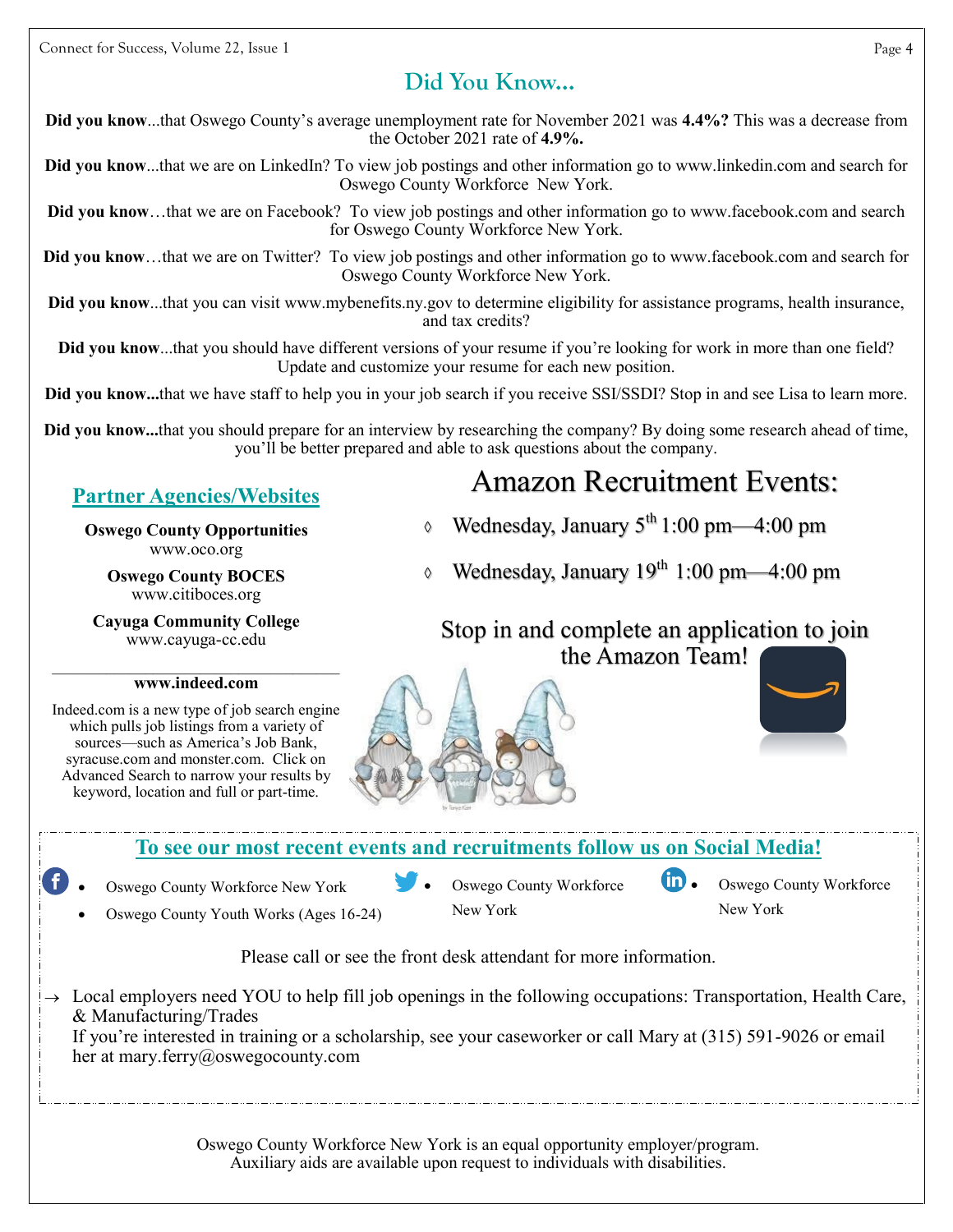## Did You Know...

**Did you know**...that Oswego County's average unemployment rate for November 2021 was **4.4%?** This was a decrease from the October 2021 rate of **4.9%.**

**Did you know**...that we are on LinkedIn? To view job postings and other information go to www.linkedin.com and search for Oswego County Workforce New York.

**Did you know**…that we are on Facebook? To view job postings and other information go to www.facebook.com and search for Oswego County Workforce New York.

**Did you know**…that we are on Twitter? To view job postings and other information go to www.facebook.com and search for Oswego County Workforce New York.

**Did you know**...that you can visit www.mybenefits.ny.gov to determine eligibility for assistance programs, health insurance, and tax credits?

**Did you know**...that you should have different versions of your resume if you're looking for work in more than one field? Update and customize your resume for each new position.

**Did you know...**that we have staff to help you in your job search if you receive SSI/SSDI? Stop in and see Lisa to learn more.

**Did you know...**that you should prepare for an interview by researching the company? By doing some research ahead of time, you'll be better prepared and able to ask questions about the company.

### Partner Agencies/Websites

**Oswego County Opportunities**
www.oco.org

**Oswego County BOCES**
www.citiboces.org

**Cayuga Community College**
www.cayuga-cc.edu

**www.indeed.com**

Indeed.com is a new type of job search engine which pulls job listings from a variety of sources—such as America's Job Bank, syracuse.com and monster.com. Click on Advanced Search to narrow your results by keyword, location and full or part-time.

## Amazon Recruitment Events:

- Wednesday, January 5th 1:00 pm—4:00 pm
- Wednesday, January 19th 1:00 pm—4:00 pm

Stop in and complete an application to join the Amazon Team!

### To see our most recent events and recruitments follow us on Social Media!

Facebook:
- Oswego County Workforce New York
- Oswego County Youth Works (Ages 16-24)

Twitter:
- Oswego County Workforce New York

LinkedIn:
- Oswego County Workforce New York

Please call or see the front desk attendant for more information.

→ Local employers need YOU to help fill job openings in the following occupations: Transportation, Health Care, & Manufacturing/Trades
If you're interested in training or a scholarship, see your caseworker or call Mary at (315) 591-9026 or email her at mary.ferry@oswegocounty.com

Oswego County Workforce New York is an equal opportunity employer/program.
Auxiliary aids are available upon request to individuals with disabilities.